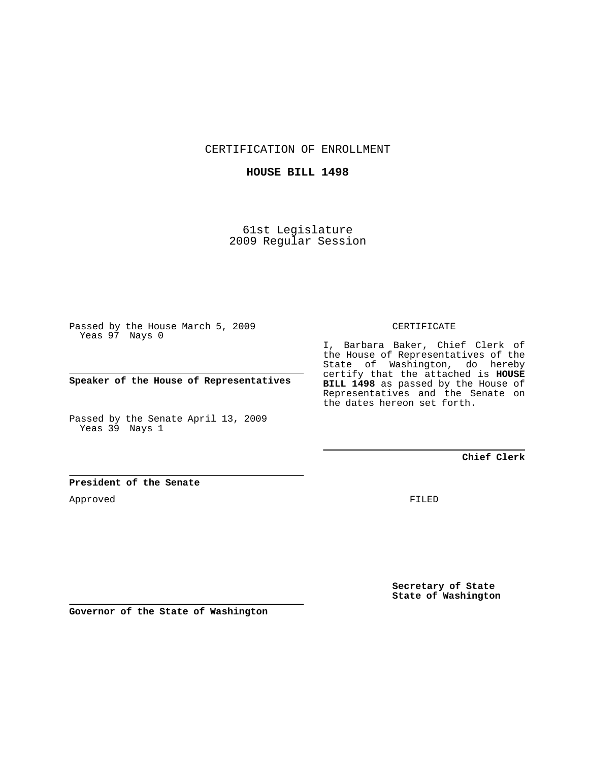CERTIFICATION OF ENROLLMENT

**HOUSE BILL 1498**

61st Legislature
2009 Regular Session

Passed by the House March 5, 2009
Yeas 97 Nays 0

**Speaker of the House of Representatives**

Passed by the Senate April 13, 2009
Yeas 39 Nays 1

**President of the Senate**

Approved

**Governor of the State of Washington**

CERTIFICATE

I, Barbara Baker, Chief Clerk of the House of Representatives of the State of Washington, do hereby certify that the attached is **HOUSE BILL 1498** as passed by the House of Representatives and the Senate on the dates hereon set forth.

**Chief Clerk**

FILED

**Secretary of State**
**State of Washington**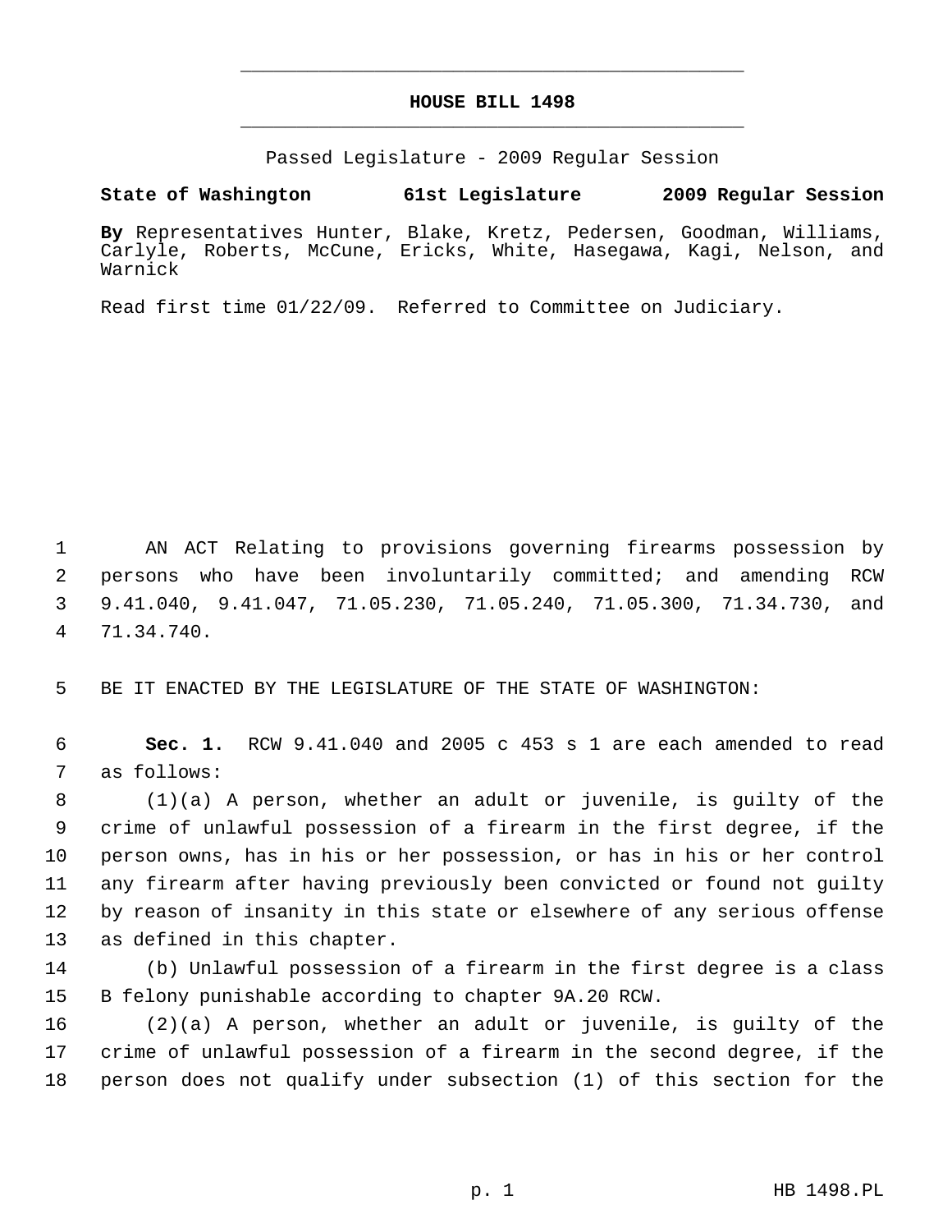# HOUSE BILL 1498

Passed Legislature - 2009 Regular Session

**State of Washington 61st Legislature 2009 Regular Session**

**By** Representatives Hunter, Blake, Kretz, Pedersen, Goodman, Williams, Carlyle, Roberts, McCune, Ericks, White, Hasegawa, Kagi, Nelson, and Warnick

Read first time 01/22/09. Referred to Committee on Judiciary.

AN ACT Relating to provisions governing firearms possession by persons who have been involuntarily committed; and amending RCW 9.41.040, 9.41.047, 71.05.230, 71.05.240, 71.05.300, 71.34.730, and 71.34.740.

BE IT ENACTED BY THE LEGISLATURE OF THE STATE OF WASHINGTON:

**Sec. 1.** RCW 9.41.040 and 2005 c 453 s 1 are each amended to read as follows:

(1)(a) A person, whether an adult or juvenile, is guilty of the crime of unlawful possession of a firearm in the first degree, if the person owns, has in his or her possession, or has in his or her control any firearm after having previously been convicted or found not guilty by reason of insanity in this state or elsewhere of any serious offense as defined in this chapter.

(b) Unlawful possession of a firearm in the first degree is a class B felony punishable according to chapter 9A.20 RCW.

(2)(a) A person, whether an adult or juvenile, is guilty of the crime of unlawful possession of a firearm in the second degree, if the person does not qualify under subsection (1) of this section for the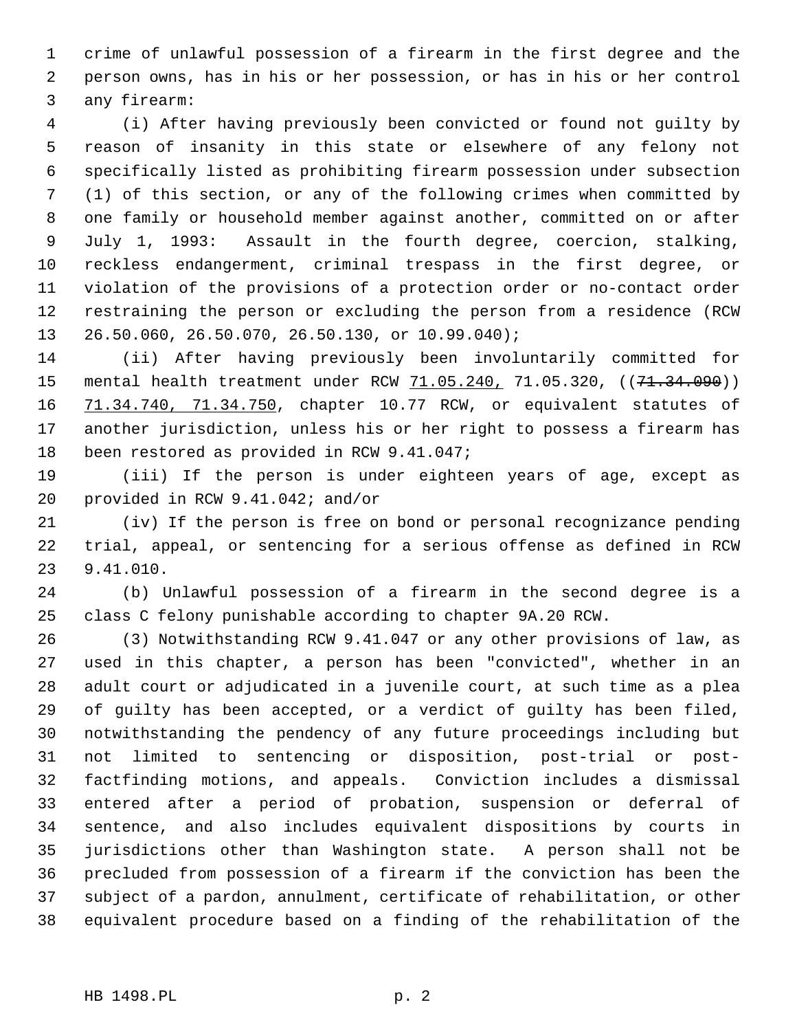crime of unlawful possession of a firearm in the first degree and the person owns, has in his or her possession, or has in his or her control any firearm:

(i) After having previously been convicted or found not guilty by reason of insanity in this state or elsewhere of any felony not specifically listed as prohibiting firearm possession under subsection (1) of this section, or any of the following crimes when committed by one family or household member against another, committed on or after July 1, 1993: Assault in the fourth degree, coercion, stalking, reckless endangerment, criminal trespass in the first degree, or violation of the provisions of a protection order or no-contact order restraining the person or excluding the person from a residence (RCW 26.50.060, 26.50.070, 26.50.130, or 10.99.040);

(ii) After having previously been involuntarily committed for mental health treatment under RCW 71.05.240, 71.05.320, ((~~71.34.090~~)) 71.34.740, 71.34.750, chapter 10.77 RCW, or equivalent statutes of another jurisdiction, unless his or her right to possess a firearm has been restored as provided in RCW 9.41.047;

(iii) If the person is under eighteen years of age, except as provided in RCW 9.41.042; and/or

(iv) If the person is free on bond or personal recognizance pending trial, appeal, or sentencing for a serious offense as defined in RCW 9.41.010.

(b) Unlawful possession of a firearm in the second degree is a class C felony punishable according to chapter 9A.20 RCW.

(3) Notwithstanding RCW 9.41.047 or any other provisions of law, as used in this chapter, a person has been "convicted", whether in an adult court or adjudicated in a juvenile court, at such time as a plea of guilty has been accepted, or a verdict of guilty has been filed, notwithstanding the pendency of any future proceedings including but not limited to sentencing or disposition, post-trial or post-factfinding motions, and appeals. Conviction includes a dismissal entered after a period of probation, suspension or deferral of sentence, and also includes equivalent dispositions by courts in jurisdictions other than Washington state. A person shall not be precluded from possession of a firearm if the conviction has been the subject of a pardon, annulment, certificate of rehabilitation, or other equivalent procedure based on a finding of the rehabilitation of the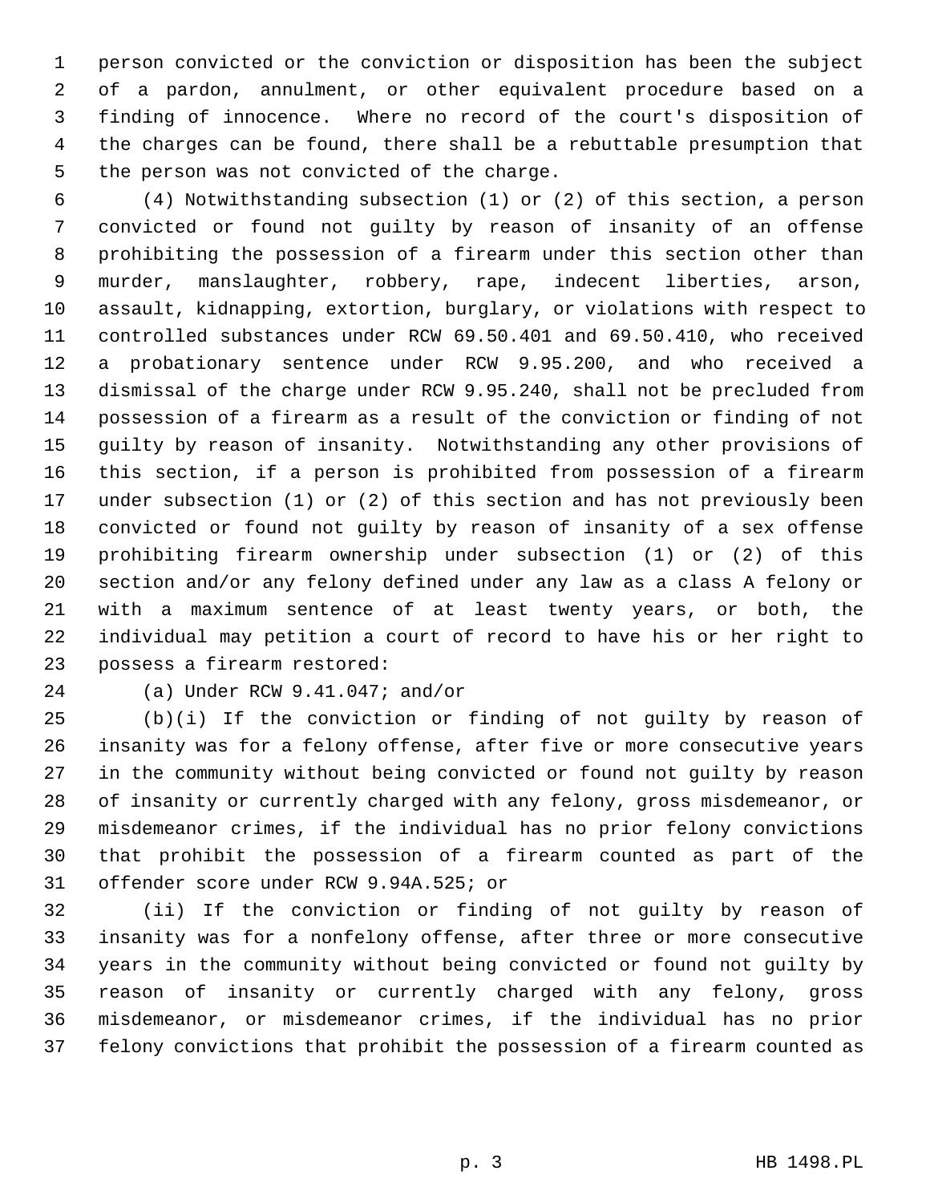person convicted or the conviction or disposition has been the subject of a pardon, annulment, or other equivalent procedure based on a finding of innocence. Where no record of the court's disposition of the charges can be found, there shall be a rebuttable presumption that the person was not convicted of the charge.

(4) Notwithstanding subsection (1) or (2) of this section, a person convicted or found not guilty by reason of insanity of an offense prohibiting the possession of a firearm under this section other than murder, manslaughter, robbery, rape, indecent liberties, arson, assault, kidnapping, extortion, burglary, or violations with respect to controlled substances under RCW 69.50.401 and 69.50.410, who received a probationary sentence under RCW 9.95.200, and who received a dismissal of the charge under RCW 9.95.240, shall not be precluded from possession of a firearm as a result of the conviction or finding of not guilty by reason of insanity. Notwithstanding any other provisions of this section, if a person is prohibited from possession of a firearm under subsection (1) or (2) of this section and has not previously been convicted or found not guilty by reason of insanity of a sex offense prohibiting firearm ownership under subsection (1) or (2) of this section and/or any felony defined under any law as a class A felony or with a maximum sentence of at least twenty years, or both, the individual may petition a court of record to have his or her right to possess a firearm restored:

(a) Under RCW 9.41.047; and/or

(b)(i) If the conviction or finding of not guilty by reason of insanity was for a felony offense, after five or more consecutive years in the community without being convicted or found not guilty by reason of insanity or currently charged with any felony, gross misdemeanor, or misdemeanor crimes, if the individual has no prior felony convictions that prohibit the possession of a firearm counted as part of the offender score under RCW 9.94A.525; or

(ii) If the conviction or finding of not guilty by reason of insanity was for a nonfelony offense, after three or more consecutive years in the community without being convicted or found not guilty by reason of insanity or currently charged with any felony, gross misdemeanor, or misdemeanor crimes, if the individual has no prior felony convictions that prohibit the possession of a firearm counted as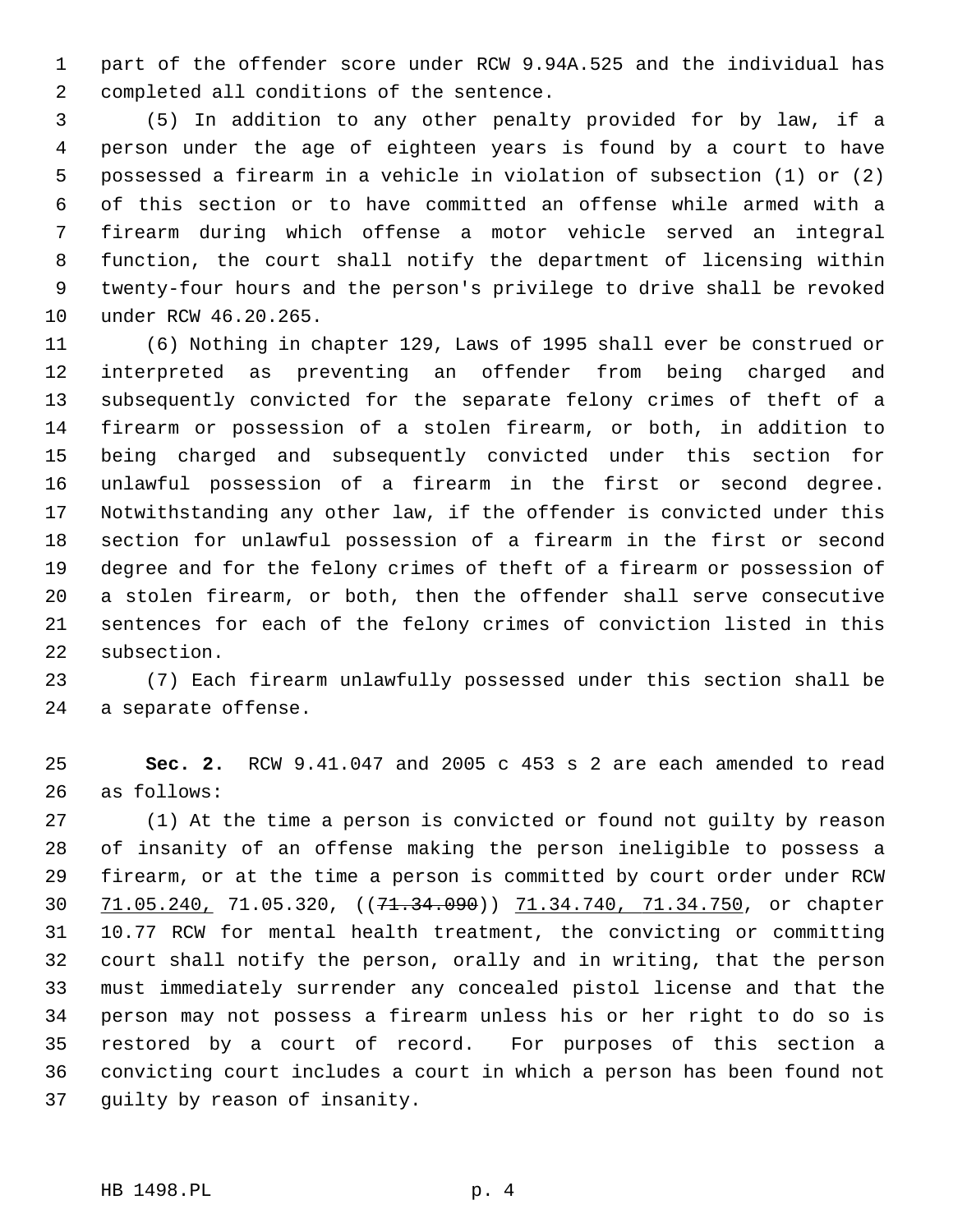part of the offender score under RCW 9.94A.525 and the individual has completed all conditions of the sentence.

(5) In addition to any other penalty provided for by law, if a person under the age of eighteen years is found by a court to have possessed a firearm in a vehicle in violation of subsection (1) or (2) of this section or to have committed an offense while armed with a firearm during which offense a motor vehicle served an integral function, the court shall notify the department of licensing within twenty-four hours and the person's privilege to drive shall be revoked under RCW 46.20.265.

(6) Nothing in chapter 129, Laws of 1995 shall ever be construed or interpreted as preventing an offender from being charged and subsequently convicted for the separate felony crimes of theft of a firearm or possession of a stolen firearm, or both, in addition to being charged and subsequently convicted under this section for unlawful possession of a firearm in the first or second degree. Notwithstanding any other law, if the offender is convicted under this section for unlawful possession of a firearm in the first or second degree and for the felony crimes of theft of a firearm or possession of a stolen firearm, or both, then the offender shall serve consecutive sentences for each of the felony crimes of conviction listed in this subsection.

(7) Each firearm unlawfully possessed under this section shall be a separate offense.

**Sec. 2.** RCW 9.41.047 and 2005 c 453 s 2 are each amended to read as follows:

(1) At the time a person is convicted or found not guilty by reason of insanity of an offense making the person ineligible to possess a firearm, or at the time a person is committed by court order under RCW 71.05.240, 71.05.320, ((~~71.34.090~~)) 71.34.740, 71.34.750, or chapter 10.77 RCW for mental health treatment, the convicting or committing court shall notify the person, orally and in writing, that the person must immediately surrender any concealed pistol license and that the person may not possess a firearm unless his or her right to do so is restored by a court of record. For purposes of this section a convicting court includes a court in which a person has been found not guilty by reason of insanity.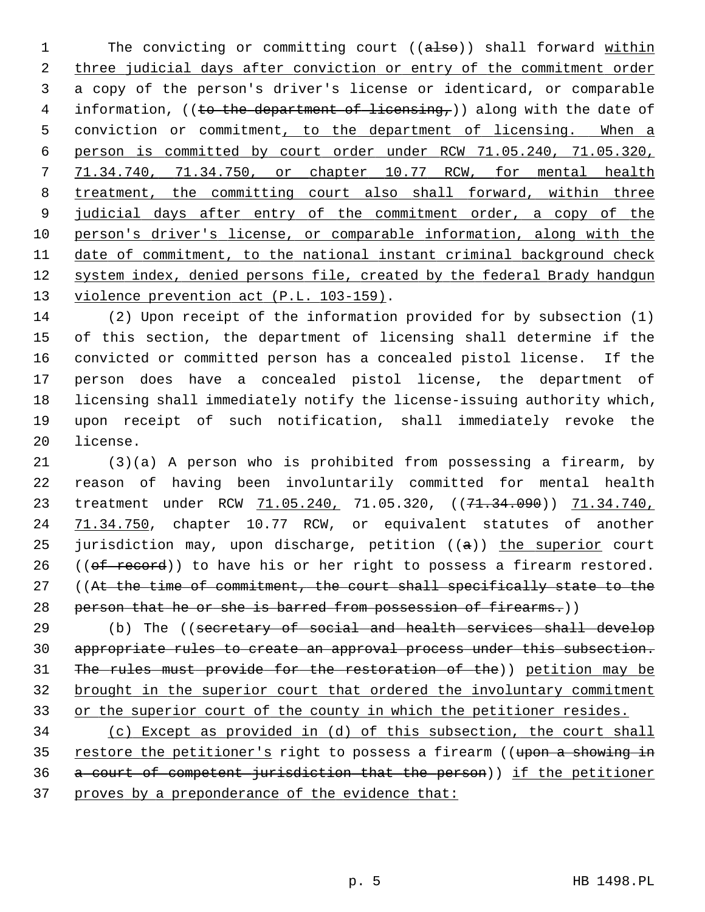The convicting or committing court ((also)) shall forward within three judicial days after conviction or entry of the commitment order a copy of the person's driver's license or identicard, or comparable information, ((to the department of licensing,)) along with the date of conviction or commitment, to the department of licensing. When a person is committed by court order under RCW 71.05.240, 71.05.320, 71.34.740, 71.34.750, or chapter 10.77 RCW, for mental health treatment, the committing court also shall forward, within three judicial days after entry of the commitment order, a copy of the person's driver's license, or comparable information, along with the date of commitment, to the national instant criminal background check system index, denied persons file, created by the federal Brady handgun violence prevention act (P.L. 103-159).

(2) Upon receipt of the information provided for by subsection (1) of this section, the department of licensing shall determine if the convicted or committed person has a concealed pistol license. If the person does have a concealed pistol license, the department of licensing shall immediately notify the license-issuing authority which, upon receipt of such notification, shall immediately revoke the license.

(3)(a) A person who is prohibited from possessing a firearm, by reason of having been involuntarily committed for mental health treatment under RCW 71.05.240, 71.05.320, ((71.34.090)) 71.34.740, 71.34.750, chapter 10.77 RCW, or equivalent statutes of another jurisdiction may, upon discharge, petition ((a)) the superior court ((of record)) to have his or her right to possess a firearm restored. ((At the time of commitment, the court shall specifically state to the person that he or she is barred from possession of firearms.))

(b) The ((secretary of social and health services shall develop appropriate rules to create an approval process under this subsection. The rules must provide for the restoration of the)) petition may be brought in the superior court that ordered the involuntary commitment or the superior court of the county in which the petitioner resides.

(c) Except as provided in (d) of this subsection, the court shall restore the petitioner's right to possess a firearm ((upon a showing in a court of competent jurisdiction that the person)) if the petitioner proves by a preponderance of the evidence that: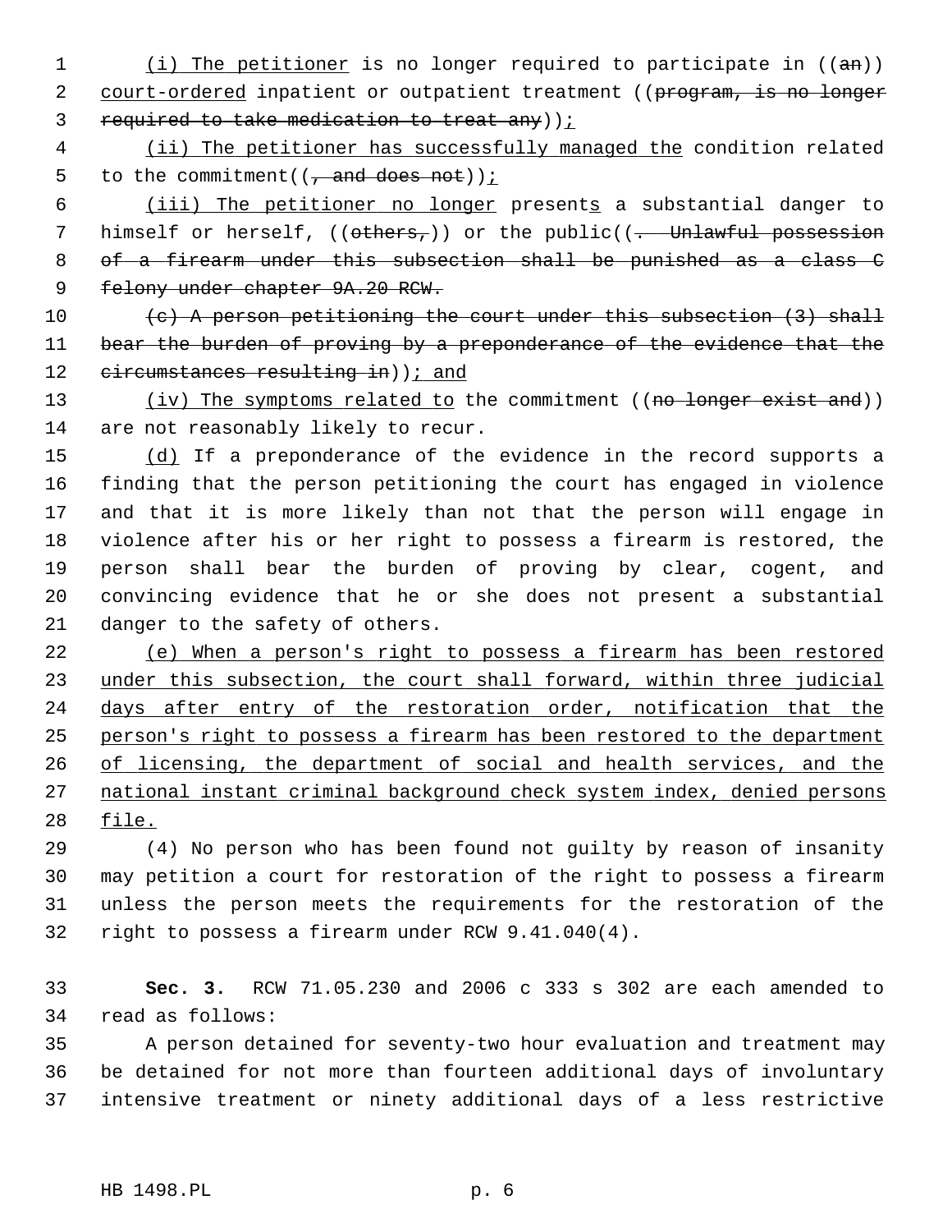(i) The petitioner is no longer required to participate in ((an)) court-ordered inpatient or outpatient treatment ((program, is no longer required to take medication to treat any));

(ii) The petitioner has successfully managed the condition related to the commitment((, and does not));

(iii) The petitioner no longer presents a substantial danger to himself or herself, ((others,)) or the public((. Unlawful possession of a firearm under this subsection shall be punished as a class C felony under chapter 9A.20 RCW.

(c) A person petitioning the court under this subsection (3) shall bear the burden of proving by a preponderance of the evidence that the circumstances resulting in)); and

(iv) The symptoms related to the commitment ((no longer exist and)) are not reasonably likely to recur.

(d) If a preponderance of the evidence in the record supports a finding that the person petitioning the court has engaged in violence and that it is more likely than not that the person will engage in violence after his or her right to possess a firearm is restored, the person shall bear the burden of proving by clear, cogent, and convincing evidence that he or she does not present a substantial danger to the safety of others.

(e) When a person's right to possess a firearm has been restored under this subsection, the court shall forward, within three judicial days after entry of the restoration order, notification that the person's right to possess a firearm has been restored to the department of licensing, the department of social and health services, and the national instant criminal background check system index, denied persons file.

(4) No person who has been found not guilty by reason of insanity may petition a court for restoration of the right to possess a firearm unless the person meets the requirements for the restoration of the right to possess a firearm under RCW 9.41.040(4).

**Sec. 3.** RCW 71.05.230 and 2006 c 333 s 302 are each amended to read as follows:

A person detained for seventy-two hour evaluation and treatment may be detained for not more than fourteen additional days of involuntary intensive treatment or ninety additional days of a less restrictive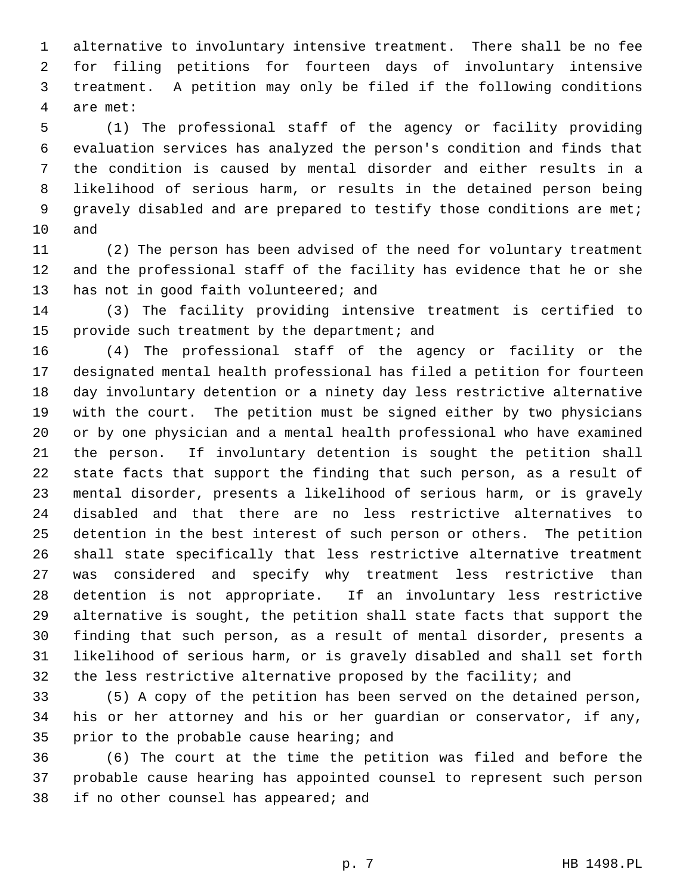alternative to involuntary intensive treatment. There shall be no fee for filing petitions for fourteen days of involuntary intensive treatment. A petition may only be filed if the following conditions are met:

(1) The professional staff of the agency or facility providing evaluation services has analyzed the person's condition and finds that the condition is caused by mental disorder and either results in a likelihood of serious harm, or results in the detained person being gravely disabled and are prepared to testify those conditions are met; and

(2) The person has been advised of the need for voluntary treatment and the professional staff of the facility has evidence that he or she has not in good faith volunteered; and

(3) The facility providing intensive treatment is certified to provide such treatment by the department; and

(4) The professional staff of the agency or facility or the designated mental health professional has filed a petition for fourteen day involuntary detention or a ninety day less restrictive alternative with the court. The petition must be signed either by two physicians or by one physician and a mental health professional who have examined the person. If involuntary detention is sought the petition shall state facts that support the finding that such person, as a result of mental disorder, presents a likelihood of serious harm, or is gravely disabled and that there are no less restrictive alternatives to detention in the best interest of such person or others. The petition shall state specifically that less restrictive alternative treatment was considered and specify why treatment less restrictive than detention is not appropriate. If an involuntary less restrictive alternative is sought, the petition shall state facts that support the finding that such person, as a result of mental disorder, presents a likelihood of serious harm, or is gravely disabled and shall set forth the less restrictive alternative proposed by the facility; and

(5) A copy of the petition has been served on the detained person, his or her attorney and his or her guardian or conservator, if any, prior to the probable cause hearing; and

(6) The court at the time the petition was filed and before the probable cause hearing has appointed counsel to represent such person if no other counsel has appeared; and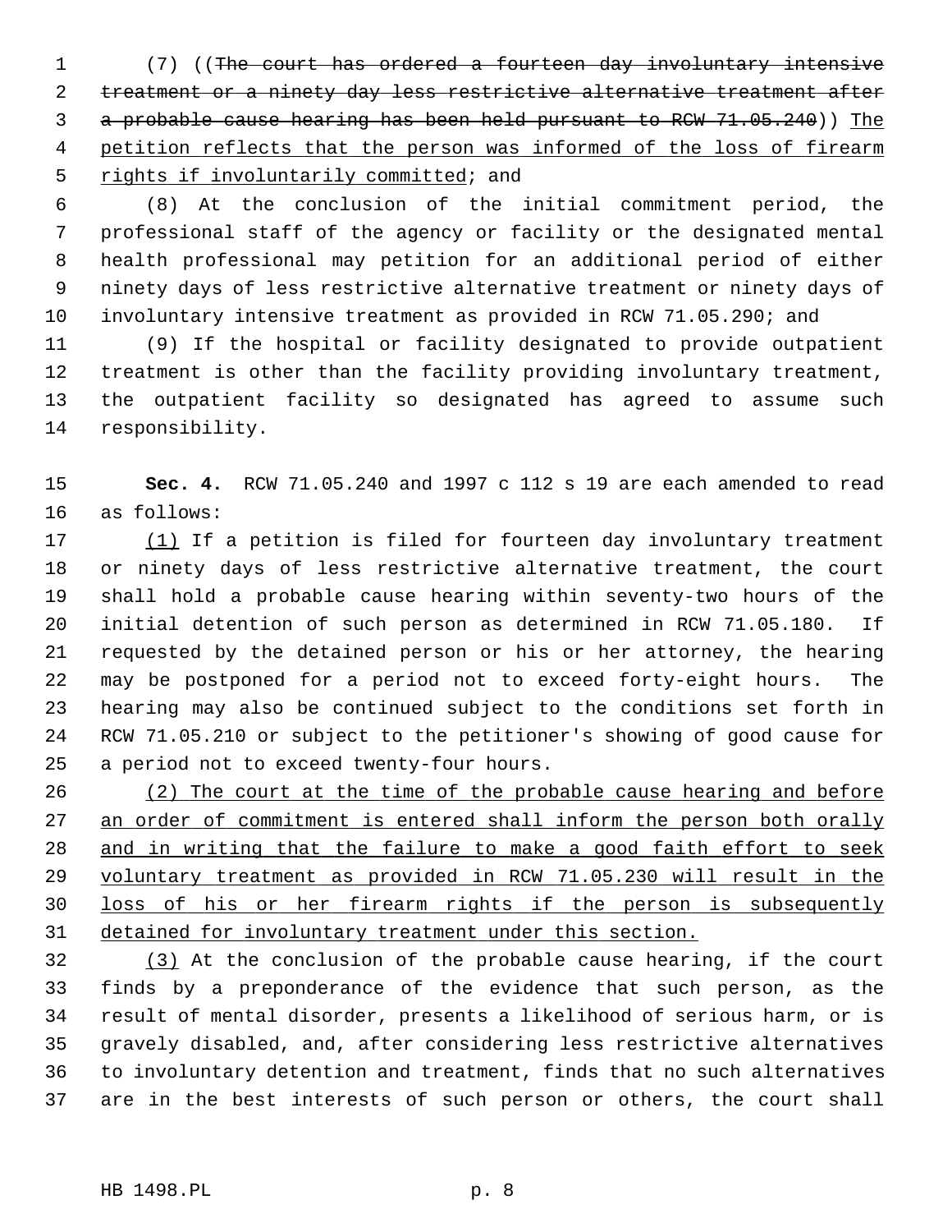(7) ((~~The court has ordered a fourteen day involuntary intensive treatment or a ninety day less restrictive alternative treatment after a probable cause hearing has been held pursuant to RCW 71.05.240~~)) <u>The petition reflects that the person was informed of the loss of firearm rights if involuntarily committed</u>; and

(8) At the conclusion of the initial commitment period, the professional staff of the agency or facility or the designated mental health professional may petition for an additional period of either ninety days of less restrictive alternative treatment or ninety days of involuntary intensive treatment as provided in RCW 71.05.290; and

(9) If the hospital or facility designated to provide outpatient treatment is other than the facility providing involuntary treatment, the outpatient facility so designated has agreed to assume such responsibility.

**Sec. 4.** RCW 71.05.240 and 1997 c 112 s 19 are each amended to read as follows:

<u>(1)</u> If a petition is filed for fourteen day involuntary treatment or ninety days of less restrictive alternative treatment, the court shall hold a probable cause hearing within seventy-two hours of the initial detention of such person as determined in RCW 71.05.180. If requested by the detained person or his or her attorney, the hearing may be postponed for a period not to exceed forty-eight hours. The hearing may also be continued subject to the conditions set forth in RCW 71.05.210 or subject to the petitioner's showing of good cause for a period not to exceed twenty-four hours.

<u>(2) The court at the time of the probable cause hearing and before an order of commitment is entered shall inform the person both orally and in writing that the failure to make a good faith effort to seek voluntary treatment as provided in RCW 71.05.230 will result in the loss of his or her firearm rights if the person is subsequently detained for involuntary treatment under this section.</u>

<u>(3)</u> At the conclusion of the probable cause hearing, if the court finds by a preponderance of the evidence that such person, as the result of mental disorder, presents a likelihood of serious harm, or is gravely disabled, and, after considering less restrictive alternatives to involuntary detention and treatment, finds that no such alternatives are in the best interests of such person or others, the court shall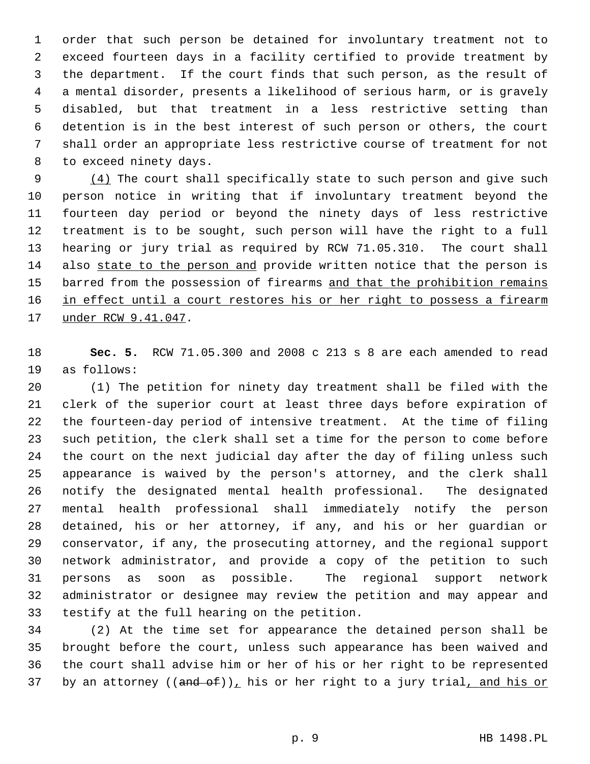order that such person be detained for involuntary treatment not to exceed fourteen days in a facility certified to provide treatment by the department. If the court finds that such person, as the result of a mental disorder, presents a likelihood of serious harm, or is gravely disabled, but that treatment in a less restrictive setting than detention is in the best interest of such person or others, the court shall order an appropriate less restrictive course of treatment for not to exceed ninety days.

<u>(4)</u> The court shall specifically state to such person and give such person notice in writing that if involuntary treatment beyond the fourteen day period or beyond the ninety days of less restrictive treatment is to be sought, such person will have the right to a full hearing or jury trial as required by RCW 71.05.310. The court shall also <u>state to the person and</u> provide written notice that the person is barred from the possession of firearms <u>and that the prohibition remains in effect until a court restores his or her right to possess a firearm under RCW 9.41.047</u>.

**Sec. 5.** RCW 71.05.300 and 2008 c 213 s 8 are each amended to read as follows:

(1) The petition for ninety day treatment shall be filed with the clerk of the superior court at least three days before expiration of the fourteen-day period of intensive treatment. At the time of filing such petition, the clerk shall set a time for the person to come before the court on the next judicial day after the day of filing unless such appearance is waived by the person's attorney, and the clerk shall notify the designated mental health professional. The designated mental health professional shall immediately notify the person detained, his or her attorney, if any, and his or her guardian or conservator, if any, the prosecuting attorney, and the regional support network administrator, and provide a copy of the petition to such persons as soon as possible. The regional support network administrator or designee may review the petition and may appear and testify at the full hearing on the petition.

(2) At the time set for appearance the detained person shall be brought before the court, unless such appearance has been waived and the court shall advise him or her of his or her right to be represented by an attorney ((~~and of~~))<u>,</u> his or her right to a jury trial<u>, and his or</u>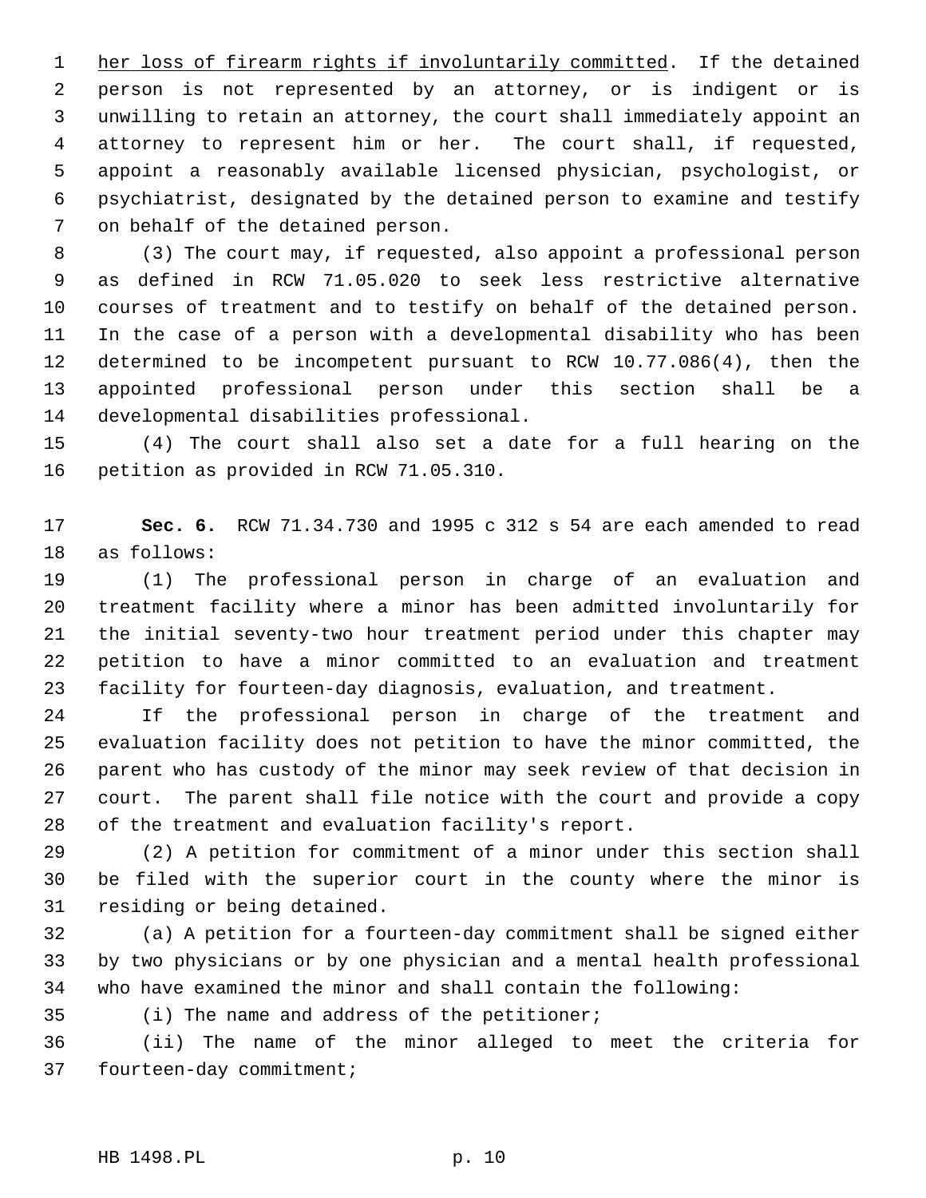her loss of firearm rights if involuntarily committed. If the detained person is not represented by an attorney, or is indigent or is unwilling to retain an attorney, the court shall immediately appoint an attorney to represent him or her. The court shall, if requested, appoint a reasonably available licensed physician, psychologist, or psychiatrist, designated by the detained person to examine and testify on behalf of the detained person.

(3) The court may, if requested, also appoint a professional person as defined in RCW 71.05.020 to seek less restrictive alternative courses of treatment and to testify on behalf of the detained person. In the case of a person with a developmental disability who has been determined to be incompetent pursuant to RCW 10.77.086(4), then the appointed professional person under this section shall be a developmental disabilities professional.

(4) The court shall also set a date for a full hearing on the petition as provided in RCW 71.05.310.

**Sec. 6.** RCW 71.34.730 and 1995 c 312 s 54 are each amended to read as follows:

(1) The professional person in charge of an evaluation and treatment facility where a minor has been admitted involuntarily for the initial seventy-two hour treatment period under this chapter may petition to have a minor committed to an evaluation and treatment facility for fourteen-day diagnosis, evaluation, and treatment.

If the professional person in charge of the treatment and evaluation facility does not petition to have the minor committed, the parent who has custody of the minor may seek review of that decision in court. The parent shall file notice with the court and provide a copy of the treatment and evaluation facility's report.

(2) A petition for commitment of a minor under this section shall be filed with the superior court in the county where the minor is residing or being detained.

(a) A petition for a fourteen-day commitment shall be signed either by two physicians or by one physician and a mental health professional who have examined the minor and shall contain the following:

(i) The name and address of the petitioner;

(ii) The name of the minor alleged to meet the criteria for fourteen-day commitment;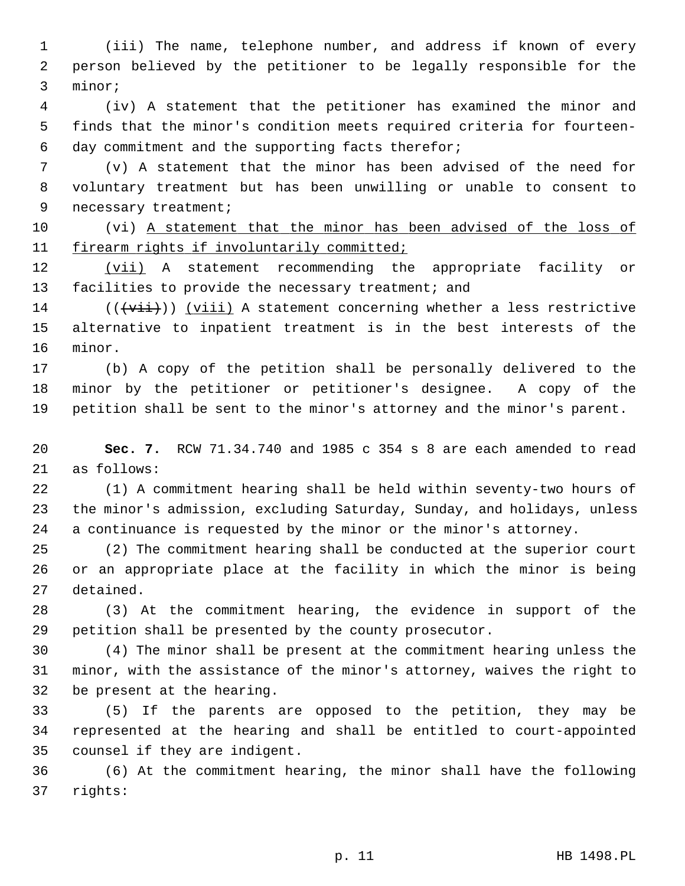(iii) The name, telephone number, and address if known of every person believed by the petitioner to be legally responsible for the minor;

(iv) A statement that the petitioner has examined the minor and finds that the minor's condition meets required criteria for fourteen-day commitment and the supporting facts therefor;

(v) A statement that the minor has been advised of the need for voluntary treatment but has been unwilling or unable to consent to necessary treatment;

(vi) <u>A statement that the minor has been advised of the loss of firearm rights if involuntarily committed;</u>

<u>(vii)</u> A statement recommending the appropriate facility or facilities to provide the necessary treatment; and

((~~(vii)~~)) <u>(viii)</u> A statement concerning whether a less restrictive alternative to inpatient treatment is in the best interests of the minor.

(b) A copy of the petition shall be personally delivered to the minor by the petitioner or petitioner's designee. A copy of the petition shall be sent to the minor's attorney and the minor's parent.

**Sec. 7.** RCW 71.34.740 and 1985 c 354 s 8 are each amended to read as follows:

(1) A commitment hearing shall be held within seventy-two hours of the minor's admission, excluding Saturday, Sunday, and holidays, unless a continuance is requested by the minor or the minor's attorney.

(2) The commitment hearing shall be conducted at the superior court or an appropriate place at the facility in which the minor is being detained.

(3) At the commitment hearing, the evidence in support of the petition shall be presented by the county prosecutor.

(4) The minor shall be present at the commitment hearing unless the minor, with the assistance of the minor's attorney, waives the right to be present at the hearing.

(5) If the parents are opposed to the petition, they may be represented at the hearing and shall be entitled to court-appointed counsel if they are indigent.

(6) At the commitment hearing, the minor shall have the following rights: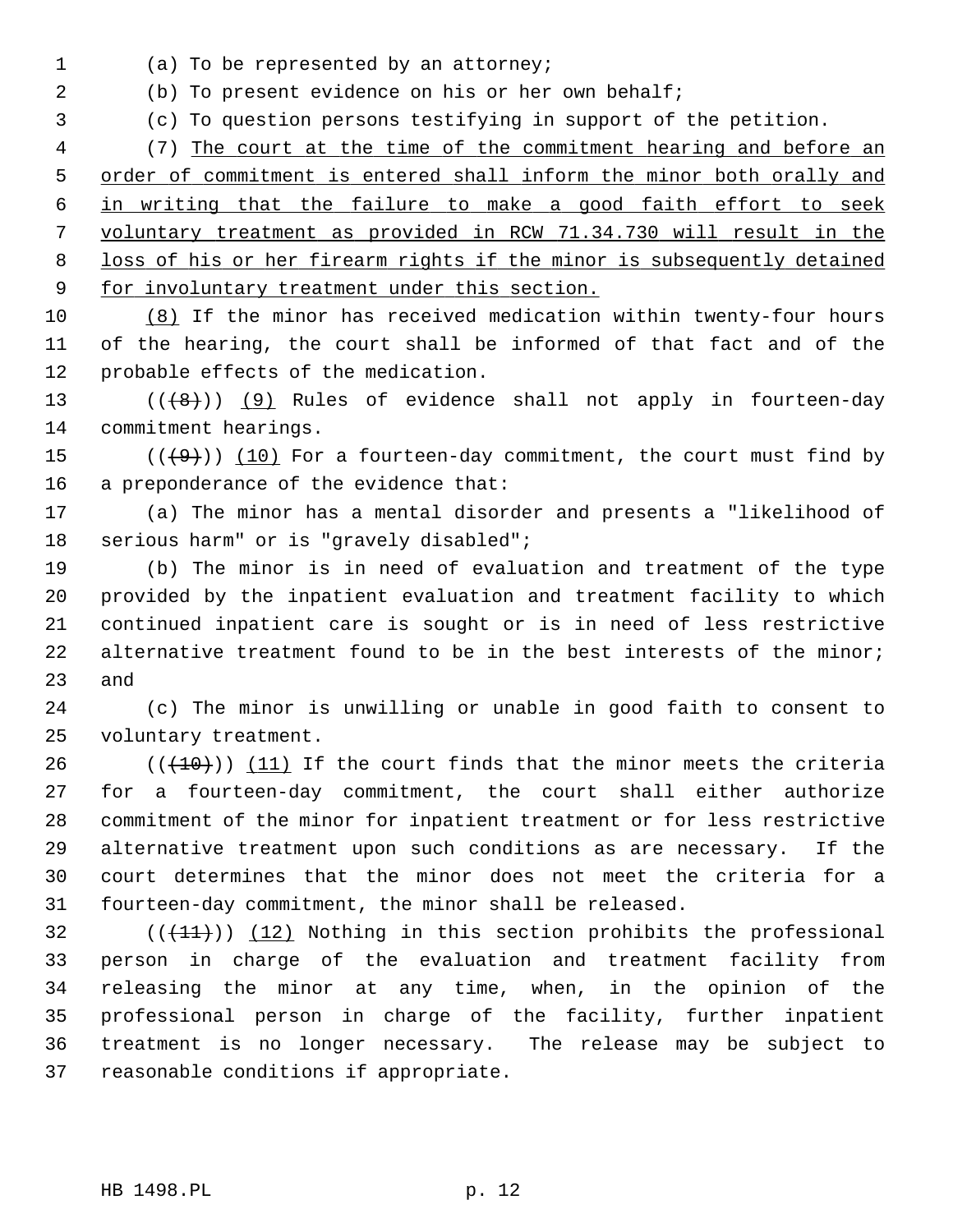(a) To be represented by an attorney;

(b) To present evidence on his or her own behalf;

(c) To question persons testifying in support of the petition.

(7) The court at the time of the commitment hearing and before an order of commitment is entered shall inform the minor both orally and in writing that the failure to make a good faith effort to seek voluntary treatment as provided in RCW 71.34.730 will result in the loss of his or her firearm rights if the minor is subsequently detained for involuntary treatment under this section.

(8) If the minor has received medication within twenty-four hours of the hearing, the court shall be informed of that fact and of the probable effects of the medication.

(((8))) (9) Rules of evidence shall not apply in fourteen-day commitment hearings.

(((9))) (10) For a fourteen-day commitment, the court must find by a preponderance of the evidence that:

(a) The minor has a mental disorder and presents a "likelihood of serious harm" or is "gravely disabled";

(b) The minor is in need of evaluation and treatment of the type provided by the inpatient evaluation and treatment facility to which continued inpatient care is sought or is in need of less restrictive alternative treatment found to be in the best interests of the minor; and

(c) The minor is unwilling or unable in good faith to consent to voluntary treatment.

(((10))) (11) If the court finds that the minor meets the criteria for a fourteen-day commitment, the court shall either authorize commitment of the minor for inpatient treatment or for less restrictive alternative treatment upon such conditions as are necessary. If the court determines that the minor does not meet the criteria for a fourteen-day commitment, the minor shall be released.

(((11))) (12) Nothing in this section prohibits the professional person in charge of the evaluation and treatment facility from releasing the minor at any time, when, in the opinion of the professional person in charge of the facility, further inpatient treatment is no longer necessary. The release may be subject to reasonable conditions if appropriate.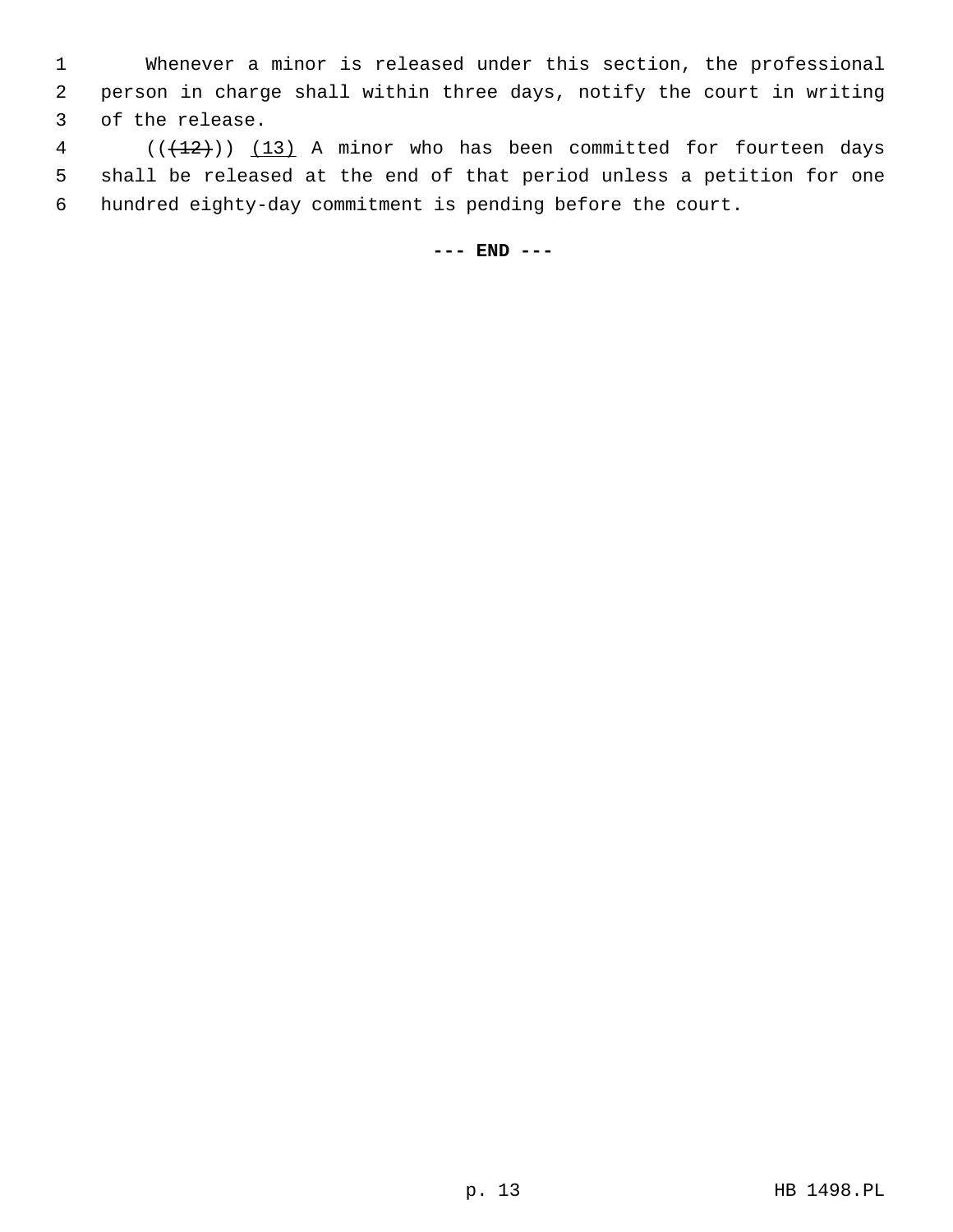Whenever a minor is released under this section, the professional person in charge shall within three days, notify the court in writing of the release.

((~~(12)~~)) <u>(13)</u> A minor who has been committed for fourteen days shall be released at the end of that period unless a petition for one hundred eighty-day commitment is pending before the court.

**--- END ---**